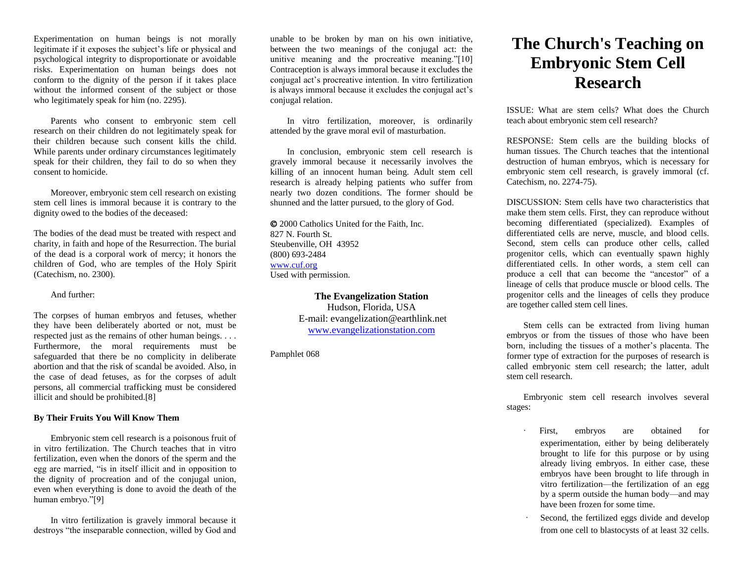Experimentation on human beings is not morally legitimate if it exposes the subject's life or physical and psychological integrity to disproportionate or avoidable risks. Experimentation on human beings does not conform to the dignity of the person if it takes place without the informed consent of the subject or those who legitimately speak for him (no. 2295).

Parents who consent to embryonic stem cell research on their children do not legitimately speak for their children because such consent kills the child. While parents under ordinary circumstances legitimately speak for their children, they fail to do so when they consent to homicide.

Moreover, embryonic stem cell research on existing stem cell lines is immoral because it is contrary to the dignity owed to the bodies of the deceased:

The bodies of the dead must be treated with respect and charity, in faith and hope of the Resurrection. The burial of the dead is a corporal work of mercy; it honors the children of God, who are temples of the Holy Spirit (Catechism, no. 2300).

And further:

The corpses of human embryos and fetuses, whether they have been deliberately aborted or not, must be respected just as the remains of other human beings. . . . Furthermore, the moral requirements must be safeguarded that there be no complicity in deliberate abortion and that the risk of scandal be avoided. Also, in the case of dead fetuses, as for the corpses of adult persons, all commercial trafficking must be considered illicit and should be prohibited.[8]

**By Their Fruits You Will Know Them**

Embryonic stem cell research is a poisonous fruit of in vitro fertilization. The Church teaches that in vitro fertilization, even when the donors of the sperm and the egg are married, "is in itself illicit and in opposition to the dignity of procreation and of the conjugal union, even when everything is done to avoid the death of the human embryo."[9]

In vitro fertilization is gravely immoral because it destroys "the inseparable connection, willed by God and unable to be broken by man on his own initiative, between the two meanings of the conjugal act: the unitive meaning and the procreative meaning."[10] Contraception is always immoral because it excludes the conjugal act's procreative intention. In vitro fertilization is always immoral because it excludes the conjugal act's conjugal relation.

In vitro fertilization, moreover, is ordinarily attended by the grave moral evil of masturbation.

In conclusion, embryonic stem cell research is gravely immoral because it necessarily involves the killing of an innocent human being. Adult stem cell research is already helping patients who suffer from nearly two dozen conditions. The former should be shunned and the latter pursued, to the glory of God.

© 2000 Catholics United for the Faith, Inc.
827 N. Fourth St.
Steubenville, OH 43952
(800) 693-2484
www.cuf.org
Used with permission.

**The Evangelization Station**
Hudson, Florida, USA
E-mail: evangelization@earthlink.net
www.evangelizationstation.com

Pamphlet 068

# The Church's Teaching on Embryonic Stem Cell Research

ISSUE: What are stem cells? What does the Church teach about embryonic stem cell research?

RESPONSE: Stem cells are the building blocks of human tissues. The Church teaches that the intentional destruction of human embryos, which is necessary for embryonic stem cell research, is gravely immoral (cf. Catechism, no. 2274-75).

DISCUSSION: Stem cells have two characteristics that make them stem cells. First, they can reproduce without becoming differentiated (specialized). Examples of differentiated cells are nerve, muscle, and blood cells. Second, stem cells can produce other cells, called progenitor cells, which can eventually spawn highly differentiated cells. In other words, a stem cell can produce a cell that can become the "ancestor" of a lineage of cells that produce muscle or blood cells. The progenitor cells and the lineages of cells they produce are together called stem cell lines.

Stem cells can be extracted from living human embryos or from the tissues of those who have been born, including the tissues of a mother's placenta. The former type of extraction for the purposes of research is called embryonic stem cell research; the latter, adult stem cell research.

Embryonic stem cell research involves several stages:

- First, embryos are obtained for experimentation, either by being deliberately brought to life for this purpose or by using already living embryos. In either case, these embryos have been brought to life through in vitro fertilization—the fertilization of an egg by a sperm outside the human body—and may have been frozen for some time.
- Second, the fertilized eggs divide and develop from one cell to blastocysts of at least 32 cells.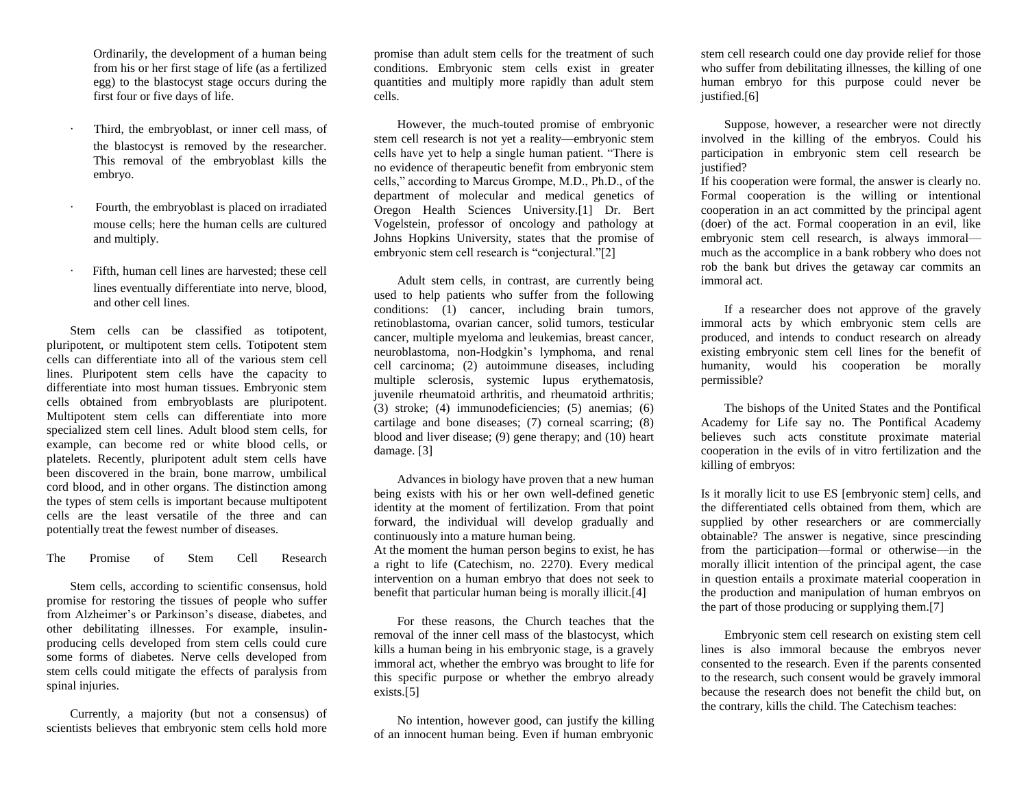Ordinarily, the development of a human being from his or her first stage of life (as a fertilized egg) to the blastocyst stage occurs during the first four or five days of life.

- Third, the embryoblast, or inner cell mass, of the blastocyst is removed by the researcher. This removal of the embryoblast kills the embryo.
- Fourth, the embryoblast is placed on irradiated mouse cells; here the human cells are cultured and multiply.
- Fifth, human cell lines are harvested; these cell lines eventually differentiate into nerve, blood, and other cell lines.

Stem cells can be classified as totipotent, pluripotent, or multipotent stem cells. Totipotent stem cells can differentiate into all of the various stem cell lines. Pluripotent stem cells have the capacity to differentiate into most human tissues. Embryonic stem cells obtained from embryoblasts are pluripotent. Multipotent stem cells can differentiate into more specialized stem cell lines. Adult blood stem cells, for example, can become red or white blood cells, or platelets. Recently, pluripotent adult stem cells have been discovered in the brain, bone marrow, umbilical cord blood, and in other organs. The distinction among the types of stem cells is important because multipotent cells are the least versatile of the three and can potentially treat the fewest number of diseases.

## The Promise of Stem Cell Research

Stem cells, according to scientific consensus, hold promise for restoring the tissues of people who suffer from Alzheimer's or Parkinson's disease, diabetes, and other debilitating illnesses. For example, insulin-producing cells developed from stem cells could cure some forms of diabetes. Nerve cells developed from stem cells could mitigate the effects of paralysis from spinal injuries.

Currently, a majority (but not a consensus) of scientists believes that embryonic stem cells hold more promise than adult stem cells for the treatment of such conditions. Embryonic stem cells exist in greater quantities and multiply more rapidly than adult stem cells.

However, the much-touted promise of embryonic stem cell research is not yet a reality—embryonic stem cells have yet to help a single human patient. "There is no evidence of therapeutic benefit from embryonic stem cells," according to Marcus Grompe, M.D., Ph.D., of the department of molecular and medical genetics of Oregon Health Sciences University.[1] Dr. Bert Vogelstein, professor of oncology and pathology at Johns Hopkins University, states that the promise of embryonic stem cell research is "conjectural."[2]

Adult stem cells, in contrast, are currently being used to help patients who suffer from the following conditions: (1) cancer, including brain tumors, retinoblastoma, ovarian cancer, solid tumors, testicular cancer, multiple myeloma and leukemias, breast cancer, neuroblastoma, non-Hodgkin's lymphoma, and renal cell carcinoma; (2) autoimmune diseases, including multiple sclerosis, systemic lupus erythematosis, juvenile rheumatoid arthritis, and rheumatoid arthritis; (3) stroke; (4) immunodeficiencies; (5) anemias; (6) cartilage and bone diseases; (7) corneal scarring; (8) blood and liver disease; (9) gene therapy; and (10) heart damage. [3]

Advances in biology have proven that a new human being exists with his or her own well-defined genetic identity at the moment of fertilization. From that point forward, the individual will develop gradually and continuously into a mature human being.

At the moment the human person begins to exist, he has a right to life (Catechism, no. 2270). Every medical intervention on a human embryo that does not seek to benefit that particular human being is morally illicit.[4]

For these reasons, the Church teaches that the removal of the inner cell mass of the blastocyst, which kills a human being in his embryonic stage, is a gravely immoral act, whether the embryo was brought to life for this specific purpose or whether the embryo already exists.[5]

No intention, however good, can justify the killing of an innocent human being. Even if human embryonic stem cell research could one day provide relief for those who suffer from debilitating illnesses, the killing of one human embryo for this purpose could never be justified.[6]

Suppose, however, a researcher were not directly involved in the killing of the embryos. Could his participation in embryonic stem cell research be justified?

If his cooperation were formal, the answer is clearly no. Formal cooperation is the willing or intentional cooperation in an act committed by the principal agent (doer) of the act. Formal cooperation in an evil, like embryonic stem cell research, is always immoral—much as the accomplice in a bank robbery who does not rob the bank but drives the getaway car commits an immoral act.

If a researcher does not approve of the gravely immoral acts by which embryonic stem cells are produced, and intends to conduct research on already existing embryonic stem cell lines for the benefit of humanity, would his cooperation be morally permissible?

The bishops of the United States and the Pontifical Academy for Life say no. The Pontifical Academy believes such acts constitute proximate material cooperation in the evils of in vitro fertilization and the killing of embryos:

> Is it morally licit to use ES [embryonic stem] cells, and the differentiated cells obtained from them, which are supplied by other researchers or are commercially obtainable? The answer is negative, since prescinding from the participation—formal or otherwise—in the morally illicit intention of the principal agent, the case in question entails a proximate material cooperation in the production and manipulation of human embryos on the part of those producing or supplying them.[7]

Embryonic stem cell research on existing stem cell lines is also immoral because the embryos never consented to the research. Even if the parents consented to the research, such consent would be gravely immoral because the research does not benefit the child but, on the contrary, kills the child. The Catechism teaches: